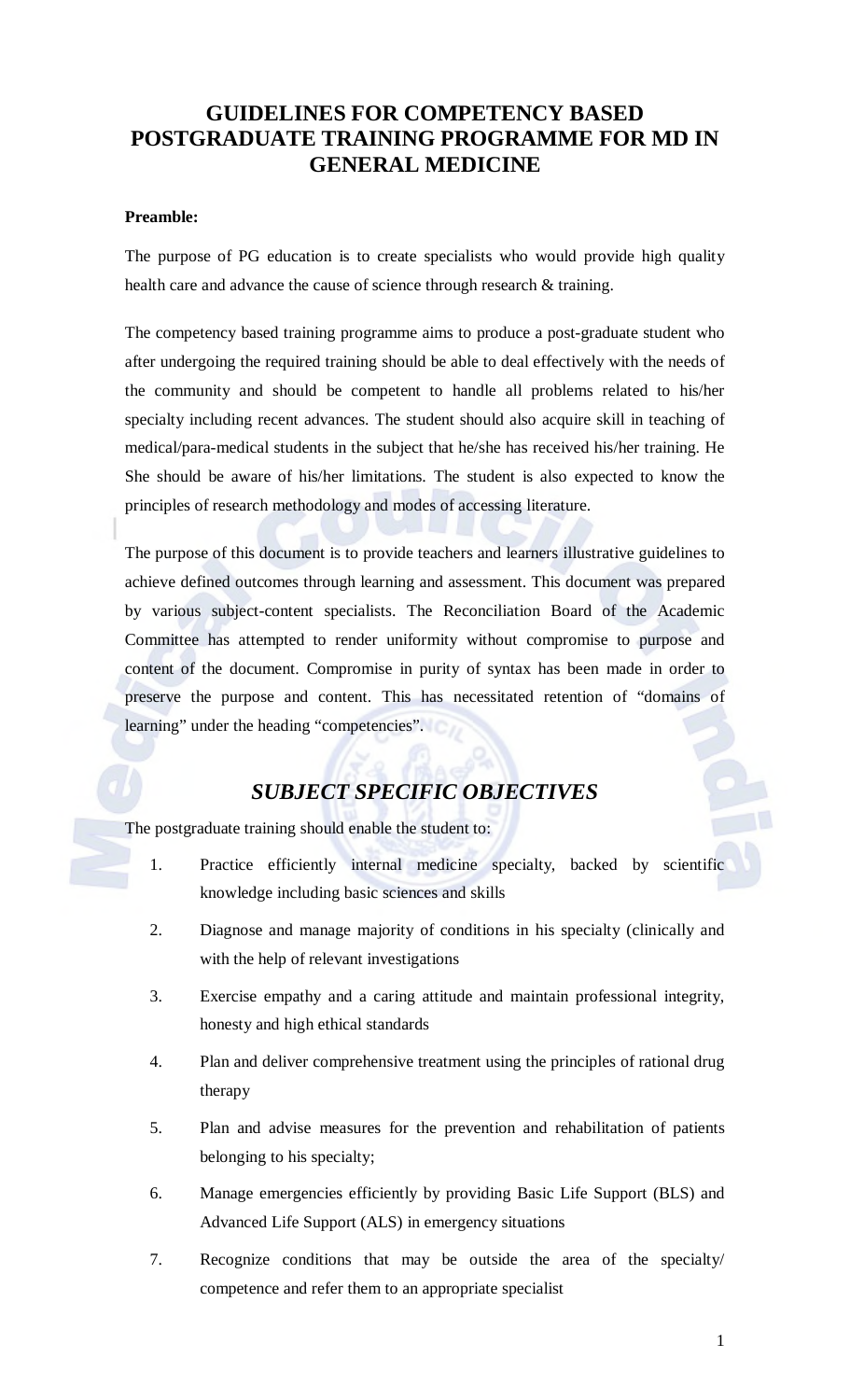# GUIDELINES FOR COMPETENCY BASED POSTGRADUATE TRAINING PROGRAMME FOR MD IN GENERAL MEDICINE

**Preamble:**

The purpose of PG education is to create specialists who would provide high quality health care and advance the cause of science through research & training.

The competency based training programme aims to produce a post-graduate student who after undergoing the required training should be able to deal effectively with the needs of the community and should be competent to handle all problems related to his/her specialty including recent advances. The student should also acquire skill in teaching of medical/para-medical students in the subject that he/she has received his/her training. He She should be aware of his/her limitations. The student is also expected to know the principles of research methodology and modes of accessing literature.

The purpose of this document is to provide teachers and learners illustrative guidelines to achieve defined outcomes through learning and assessment. This document was prepared by various subject-content specialists. The Reconciliation Board of the Academic Committee has attempted to render uniformity without compromise to purpose and content of the document. Compromise in purity of syntax has been made in order to preserve the purpose and content. This has necessitated retention of "domains of learning" under the heading "competencies".

## *SUBJECT SPECIFIC OBJECTIVES*

The postgraduate training should enable the student to:

1. Practice efficiently internal medicine specialty, backed by scientific knowledge including basic sciences and skills
2. Diagnose and manage majority of conditions in his specialty (clinically and with the help of relevant investigations
3. Exercise empathy and a caring attitude and maintain professional integrity, honesty and high ethical standards
4. Plan and deliver comprehensive treatment using the principles of rational drug therapy
5. Plan and advise measures for the prevention and rehabilitation of patients belonging to his specialty;
6. Manage emergencies efficiently by providing Basic Life Support (BLS) and Advanced Life Support (ALS) in emergency situations
7. Recognize conditions that may be outside the area of the specialty/ competence and refer them to an appropriate specialist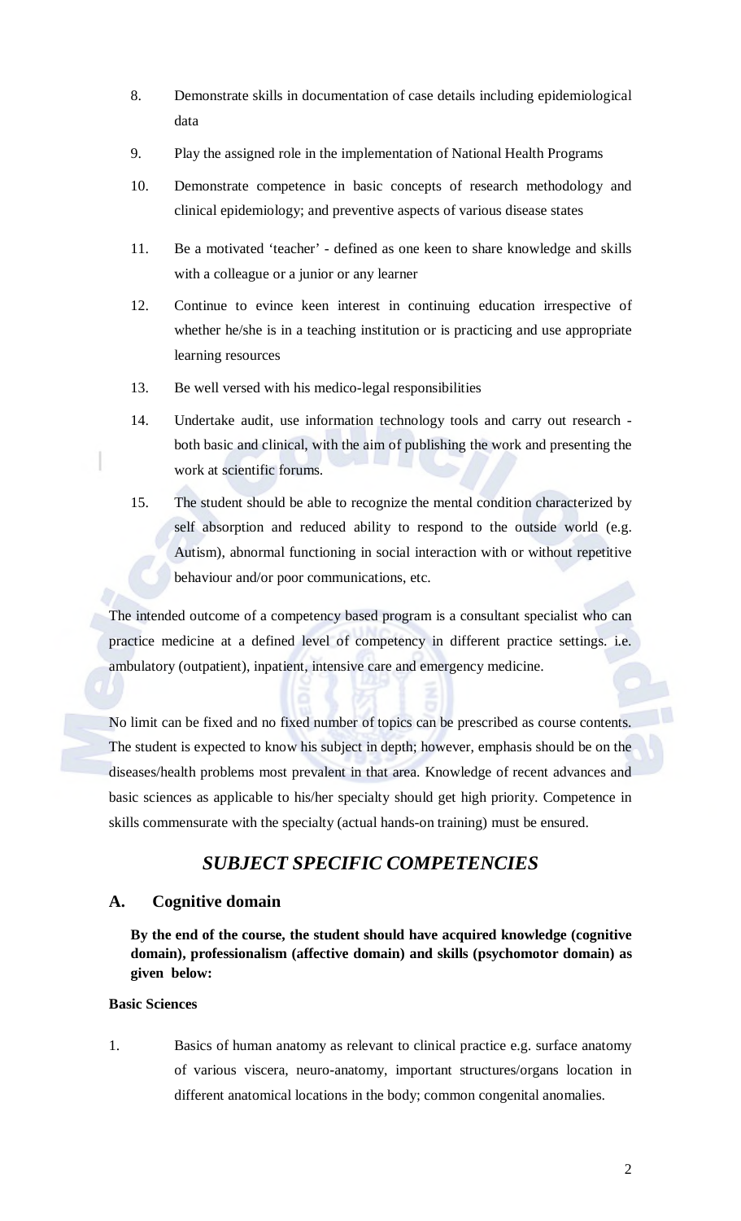8. Demonstrate skills in documentation of case details including epidemiological data

9. Play the assigned role in the implementation of National Health Programs

10. Demonstrate competence in basic concepts of research methodology and clinical epidemiology; and preventive aspects of various disease states

11. Be a motivated 'teacher' - defined as one keen to share knowledge and skills with a colleague or a junior or any learner

12. Continue to evince keen interest in continuing education irrespective of whether he/she is in a teaching institution or is practicing and use appropriate learning resources

13. Be well versed with his medico-legal responsibilities

14. Undertake audit, use information technology tools and carry out research - both basic and clinical, with the aim of publishing the work and presenting the work at scientific forums.

15. The student should be able to recognize the mental condition characterized by self absorption and reduced ability to respond to the outside world (e.g. Autism), abnormal functioning in social interaction with or without repetitive behaviour and/or poor communications, etc.

The intended outcome of a competency based program is a consultant specialist who can practice medicine at a defined level of competency in different practice settings. i.e. ambulatory (outpatient), inpatient, intensive care and emergency medicine.

No limit can be fixed and no fixed number of topics can be prescribed as course contents. The student is expected to know his subject in depth; however, emphasis should be on the diseases/health problems most prevalent in that area. Knowledge of recent advances and basic sciences as applicable to his/her specialty should get high priority. Competence in skills commensurate with the specialty (actual hands-on training) must be ensured.

## *SUBJECT SPECIFIC COMPETENCIES*

### A. Cognitive domain

**By the end of the course, the student should have acquired knowledge (cognitive domain), professionalism (affective domain) and skills (psychomotor domain) as given below:**

**Basic Sciences**

1. Basics of human anatomy as relevant to clinical practice e.g. surface anatomy of various viscera, neuro-anatomy, important structures/organs location in different anatomical locations in the body; common congenital anomalies.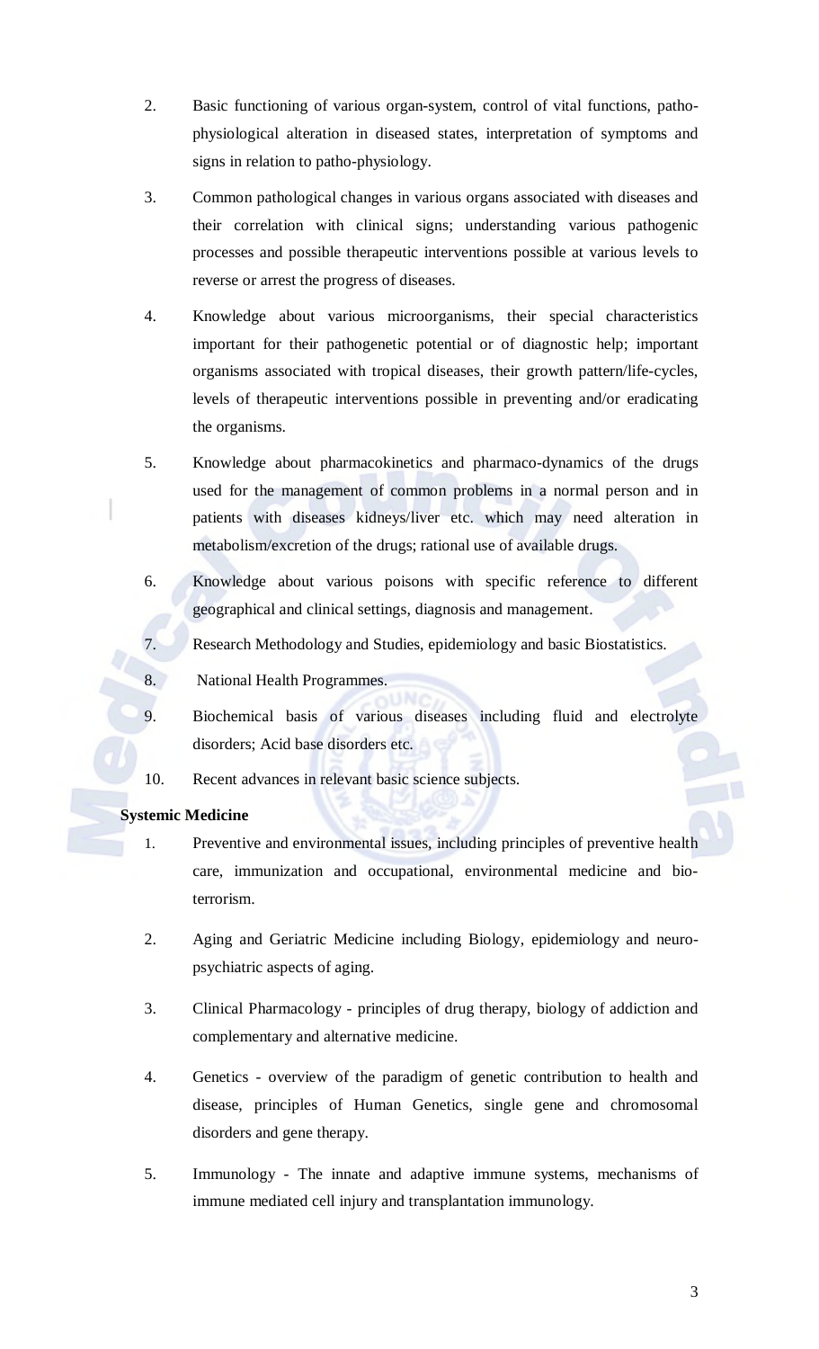2. Basic functioning of various organ-system, control of vital functions, patho-physiological alteration in diseased states, interpretation of symptoms and signs in relation to patho-physiology.

3. Common pathological changes in various organs associated with diseases and their correlation with clinical signs; understanding various pathogenic processes and possible therapeutic interventions possible at various levels to reverse or arrest the progress of diseases.

4. Knowledge about various microorganisms, their special characteristics important for their pathogenetic potential or of diagnostic help; important organisms associated with tropical diseases, their growth pattern/life-cycles, levels of therapeutic interventions possible in preventing and/or eradicating the organisms.

5. Knowledge about pharmacokinetics and pharmaco-dynamics of the drugs used for the management of common problems in a normal person and in patients with diseases kidneys/liver etc. which may need alteration in metabolism/excretion of the drugs; rational use of available drugs.

6. Knowledge about various poisons with specific reference to different geographical and clinical settings, diagnosis and management.

7. Research Methodology and Studies, epidemiology and basic Biostatistics.

8. National Health Programmes.

9. Biochemical basis of various diseases including fluid and electrolyte disorders; Acid base disorders etc.

10. Recent advances in relevant basic science subjects.

**Systemic Medicine**

1. Preventive and environmental issues, including principles of preventive health care, immunization and occupational, environmental medicine and bio-terrorism.

2. Aging and Geriatric Medicine including Biology, epidemiology and neuro-psychiatric aspects of aging.

3. Clinical Pharmacology - principles of drug therapy, biology of addiction and complementary and alternative medicine.

4. Genetics - overview of the paradigm of genetic contribution to health and disease, principles of Human Genetics, single gene and chromosomal disorders and gene therapy.

5. Immunology - The innate and adaptive immune systems, mechanisms of immune mediated cell injury and transplantation immunology.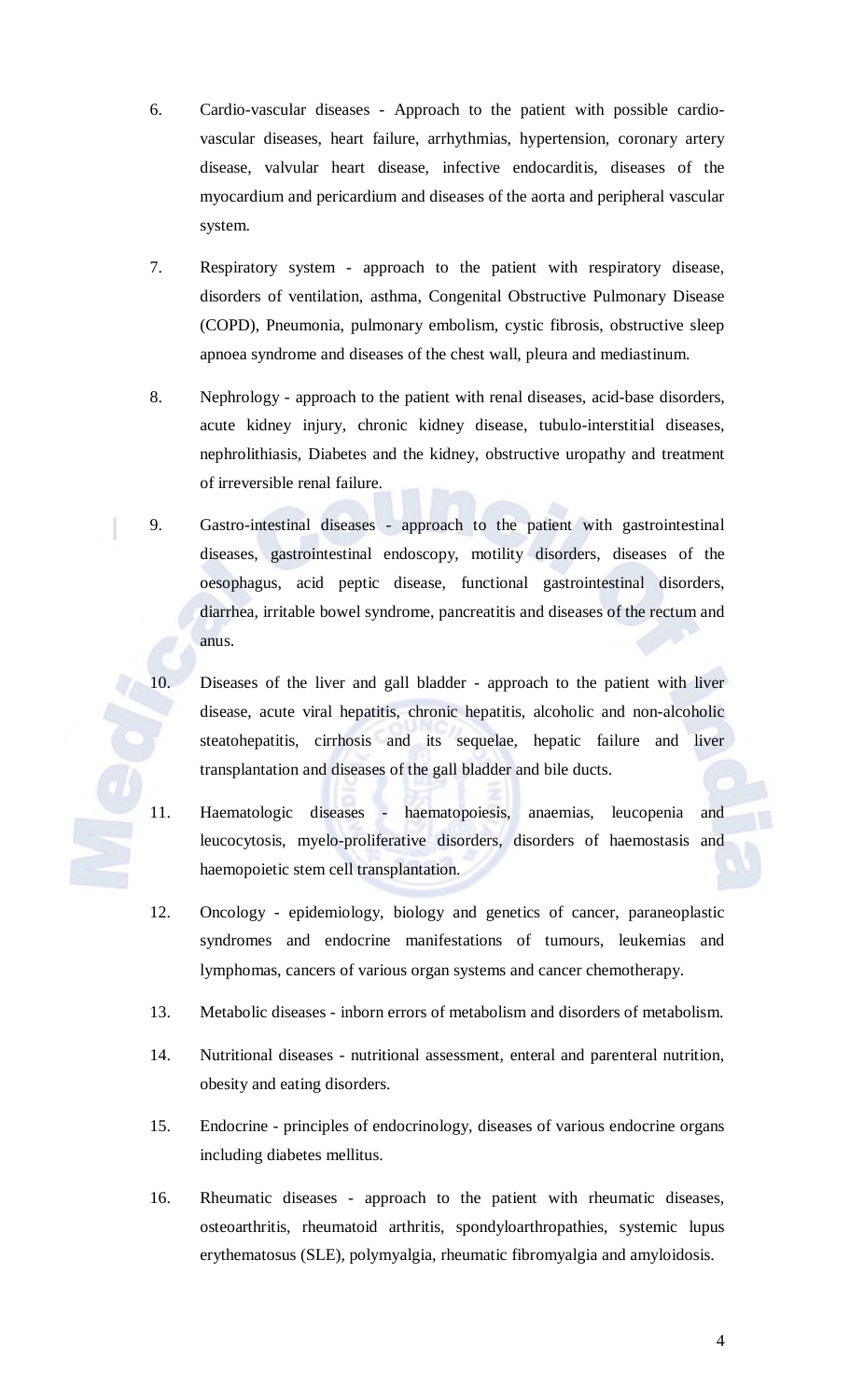6. Cardio-vascular diseases - Approach to the patient with possible cardio-vascular diseases, heart failure, arrhythmias, hypertension, coronary artery disease, valvular heart disease, infective endocarditis, diseases of the myocardium and pericardium and diseases of the aorta and peripheral vascular system.

7. Respiratory system - approach to the patient with respiratory disease, disorders of ventilation, asthma, Congenital Obstructive Pulmonary Disease (COPD), Pneumonia, pulmonary embolism, cystic fibrosis, obstructive sleep apnoea syndrome and diseases of the chest wall, pleura and mediastinum.

8. Nephrology - approach to the patient with renal diseases, acid-base disorders, acute kidney injury, chronic kidney disease, tubulo-interstitial diseases, nephrolithiasis, Diabetes and the kidney, obstructive uropathy and treatment of irreversible renal failure.

9. Gastro-intestinal diseases - approach to the patient with gastrointestinal diseases, gastrointestinal endoscopy, motility disorders, diseases of the oesophagus, acid peptic disease, functional gastrointestinal disorders, diarrhea, irritable bowel syndrome, pancreatitis and diseases of the rectum and anus.

10. Diseases of the liver and gall bladder - approach to the patient with liver disease, acute viral hepatitis, chronic hepatitis, alcoholic and non-alcoholic steatohepatitis, cirrhosis and its sequelae, hepatic failure and liver transplantation and diseases of the gall bladder and bile ducts.

11. Haematologic diseases - haematopoiesis, anaemias, leucopenia and leucocytosis, myelo-proliferative disorders, disorders of haemostasis and haemopoietic stem cell transplantation.

12. Oncology - epidemiology, biology and genetics of cancer, paraneoplastic syndromes and endocrine manifestations of tumours, leukemias and lymphomas, cancers of various organ systems and cancer chemotherapy.

13. Metabolic diseases - inborn errors of metabolism and disorders of metabolism.

14. Nutritional diseases - nutritional assessment, enteral and parenteral nutrition, obesity and eating disorders.

15. Endocrine - principles of endocrinology, diseases of various endocrine organs including diabetes mellitus.

16. Rheumatic diseases - approach to the patient with rheumatic diseases, osteoarthritis, rheumatoid arthritis, spondyloarthropathies, systemic lupus erythematosus (SLE), polymyalgia, rheumatic fibromyalgia and amyloidosis.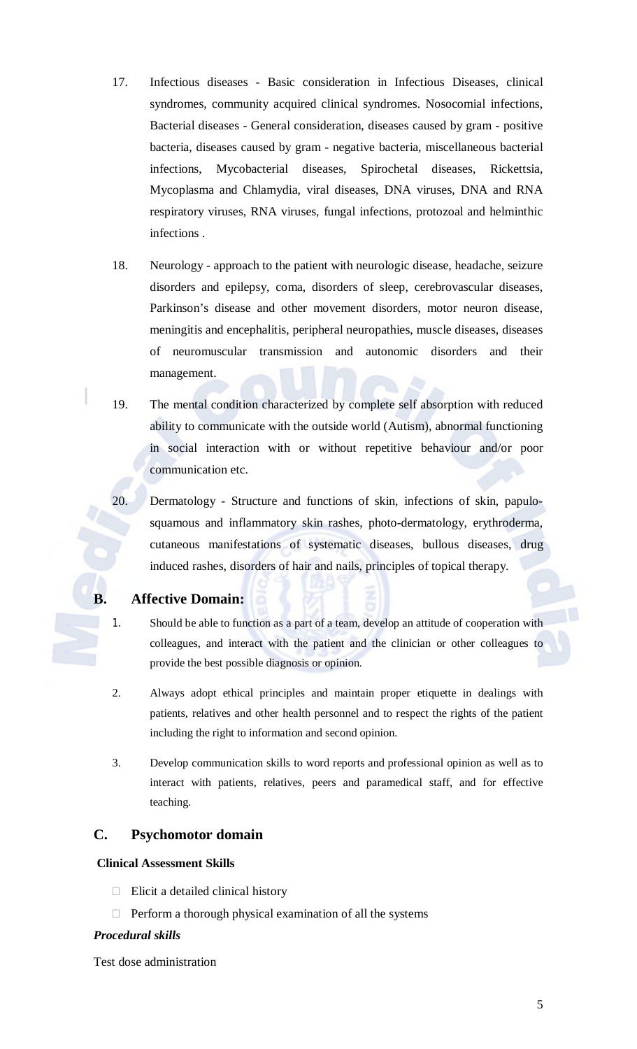17. Infectious diseases - Basic consideration in Infectious Diseases, clinical syndromes, community acquired clinical syndromes. Nosocomial infections, Bacterial diseases - General consideration, diseases caused by gram - positive bacteria, diseases caused by gram - negative bacteria, miscellaneous bacterial infections, Mycobacterial diseases, Spirochetal diseases, Rickettsia, Mycoplasma and Chlamydia, viral diseases, DNA viruses, DNA and RNA respiratory viruses, RNA viruses, fungal infections, protozoal and helminthic infections .

18. Neurology - approach to the patient with neurologic disease, headache, seizure disorders and epilepsy, coma, disorders of sleep, cerebrovascular diseases, Parkinson's disease and other movement disorders, motor neuron disease, meningitis and encephalitis, peripheral neuropathies, muscle diseases, diseases of neuromuscular transmission and autonomic disorders and their management.

19. The mental condition characterized by complete self absorption with reduced ability to communicate with the outside world (Autism), abnormal functioning in social interaction with or without repetitive behaviour and/or poor communication etc.

20. Dermatology - Structure and functions of skin, infections of skin, papulo-squamous and inflammatory skin rashes, photo-dermatology, erythroderma, cutaneous manifestations of systematic diseases, bullous diseases, drug induced rashes, disorders of hair and nails, principles of topical therapy.

## B. Affective Domain:

1. Should be able to function as a part of a team, develop an attitude of cooperation with colleagues, and interact with the patient and the clinician or other colleagues to provide the best possible diagnosis or opinion.

2. Always adopt ethical principles and maintain proper etiquette in dealings with patients, relatives and other health personnel and to respect the rights of the patient including the right to information and second opinion.

3. Develop communication skills to word reports and professional opinion as well as to interact with patients, relatives, peers and paramedical staff, and for effective teaching.

## C. Psychomotor domain

**Clinical Assessment Skills**

- Elicit a detailed clinical history
- Perform a thorough physical examination of all the systems

***Procedural skills***

Test dose administration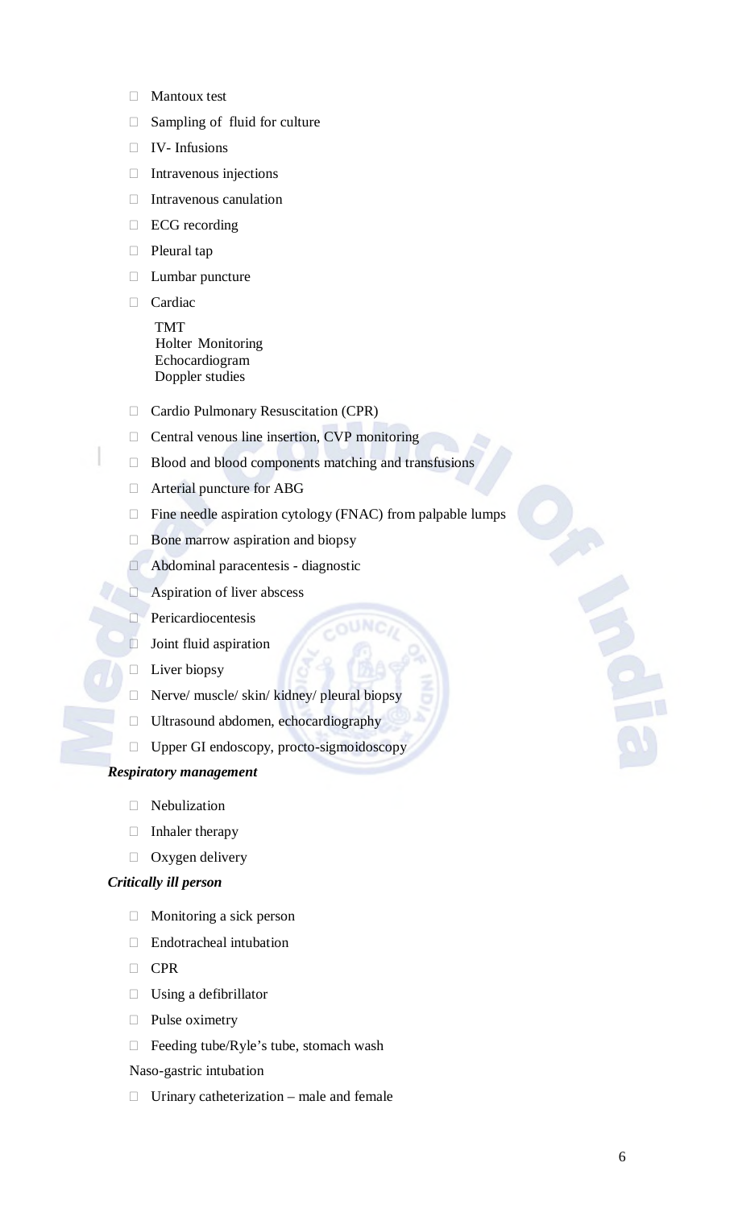- Mantoux test
- Sampling of fluid for culture
- IV- Infusions
- Intravenous injections
- Intravenous canulation
- ECG recording
- Pleural tap
- Lumbar puncture
- Cardiac

  TMT
  Holter Monitoring
  Echocardiogram
  Doppler studies

- Cardio Pulmonary Resuscitation (CPR)
- Central venous line insertion, CVP monitoring
- Blood and blood components matching and transfusions
- Arterial puncture for ABG
- Fine needle aspiration cytology (FNAC) from palpable lumps
- Bone marrow aspiration and biopsy
- Abdominal paracentesis - diagnostic
- Aspiration of liver abscess
- Pericardiocentesis
- Joint fluid aspiration
- Liver biopsy
- Nerve/ muscle/ skin/ kidney/ pleural biopsy
- Ultrasound abdomen, echocardiography
- Upper GI endoscopy, procto-sigmoidoscopy

***Respiratory management***

- Nebulization
- Inhaler therapy
- Oxygen delivery

***Critically ill person***

- Monitoring a sick person
- Endotracheal intubation
- CPR
- Using a defibrillator
- Pulse oximetry
- Feeding tube/Ryle's tube, stomach wash

Naso-gastric intubation

- Urinary catheterization – male and female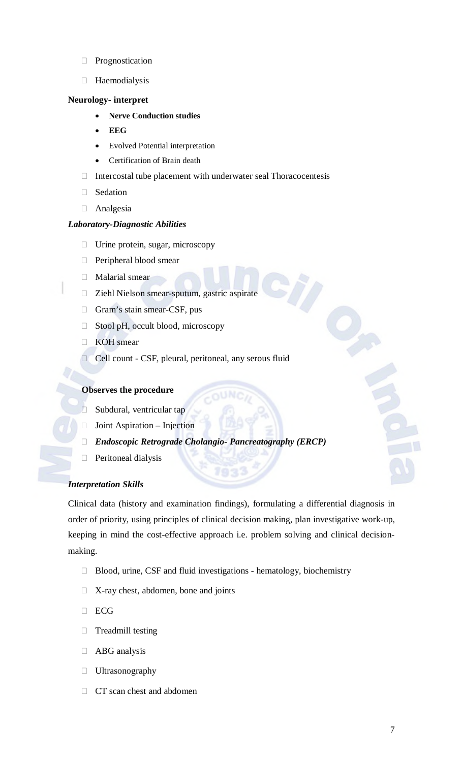- Prognostication
- Haemodialysis

**Neurology- interpret**

- **Nerve Conduction studies**
- **EEG**
- Evolved Potential interpretation
- Certification of Brain death

- Intercostal tube placement with underwater seal Thoracocentesis
- Sedation
- Analgesia

***Laboratory-Diagnostic Abilities***

- Urine protein, sugar, microscopy
- Peripheral blood smear
- Malarial smear
- Ziehl Nielson smear-sputum, gastric aspirate
- Gram's stain smear-CSF, pus
- Stool pH, occult blood, microscopy
- KOH smear
- Cell count - CSF, pleural, peritoneal, any serous fluid

**Observes the procedure**

- Subdural, ventricular tap
- Joint Aspiration – Injection
- ***Endoscopic Retrograde Cholangio- Pancreatography (ERCP)***
- Peritoneal dialysis

***Interpretation Skills***

Clinical data (history and examination findings), formulating a differential diagnosis in order of priority, using principles of clinical decision making, plan investigative work-up, keeping in mind the cost-effective approach i.e. problem solving and clinical decision-making.

- Blood, urine, CSF and fluid investigations - hematology, biochemistry
- X-ray chest, abdomen, bone and joints
- ECG
- Treadmill testing
- ABG analysis
- Ultrasonography
- CT scan chest and abdomen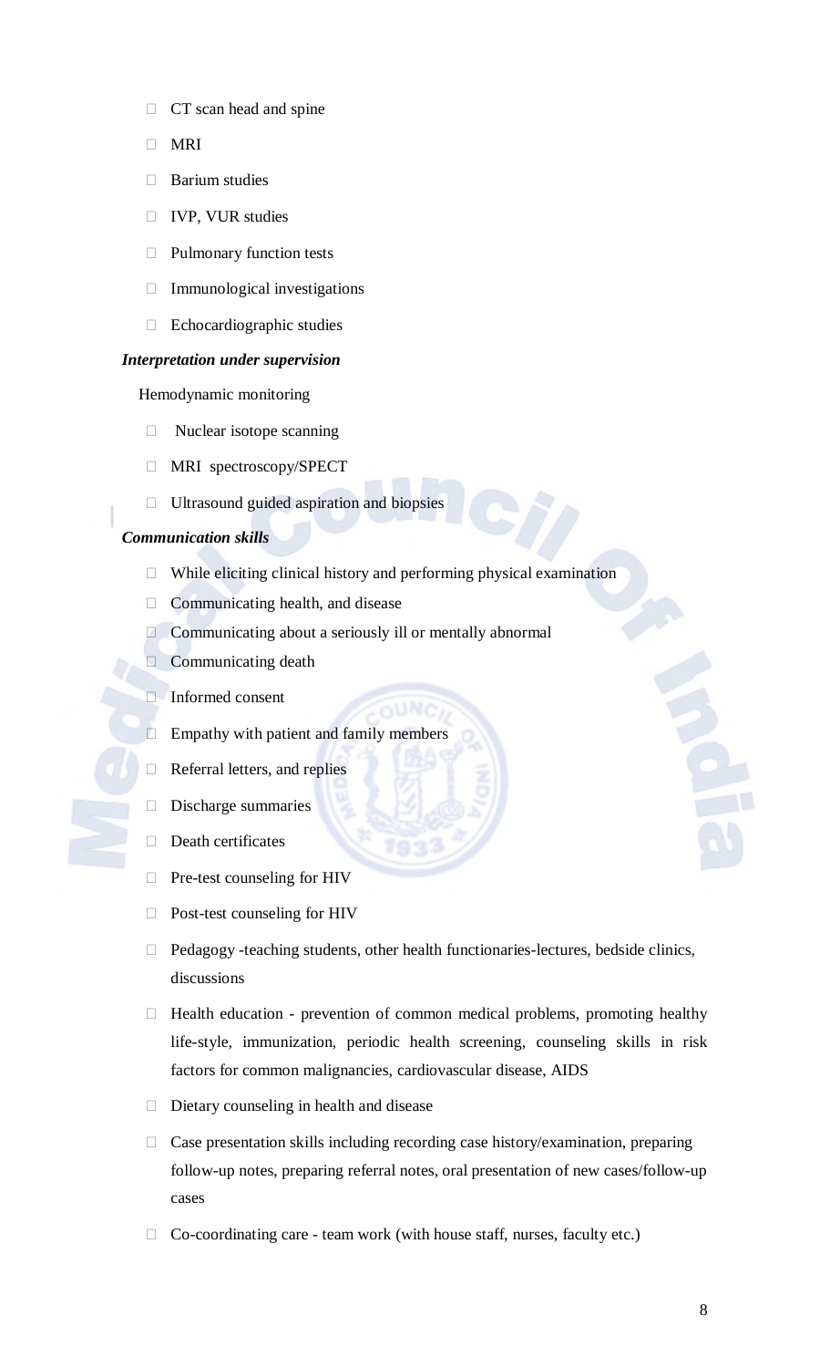- CT scan head and spine
- MRI
- Barium studies
- IVP, VUR studies
- Pulmonary function tests
- Immunological investigations
- Echocardiographic studies

***Interpretation under supervision***

Hemodynamic monitoring

- Nuclear isotope scanning
- MRI spectroscopy/SPECT
- Ultrasound guided aspiration and biopsies

***Communication skills***

- While eliciting clinical history and performing physical examination
- Communicating health, and disease
- Communicating about a seriously ill or mentally abnormal
- Communicating death
- Informed consent
- Empathy with patient and family members
- Referral letters, and replies
- Discharge summaries
- Death certificates
- Pre-test counseling for HIV
- Post-test counseling for HIV
- Pedagogy -teaching students, other health functionaries-lectures, bedside clinics, discussions
- Health education - prevention of common medical problems, promoting healthy life-style, immunization, periodic health screening, counseling skills in risk factors for common malignancies, cardiovascular disease, AIDS
- Dietary counseling in health and disease
- Case presentation skills including recording case history/examination, preparing follow-up notes, preparing referral notes, oral presentation of new cases/follow-up cases
- Co-coordinating care - team work (with house staff, nurses, faculty etc.)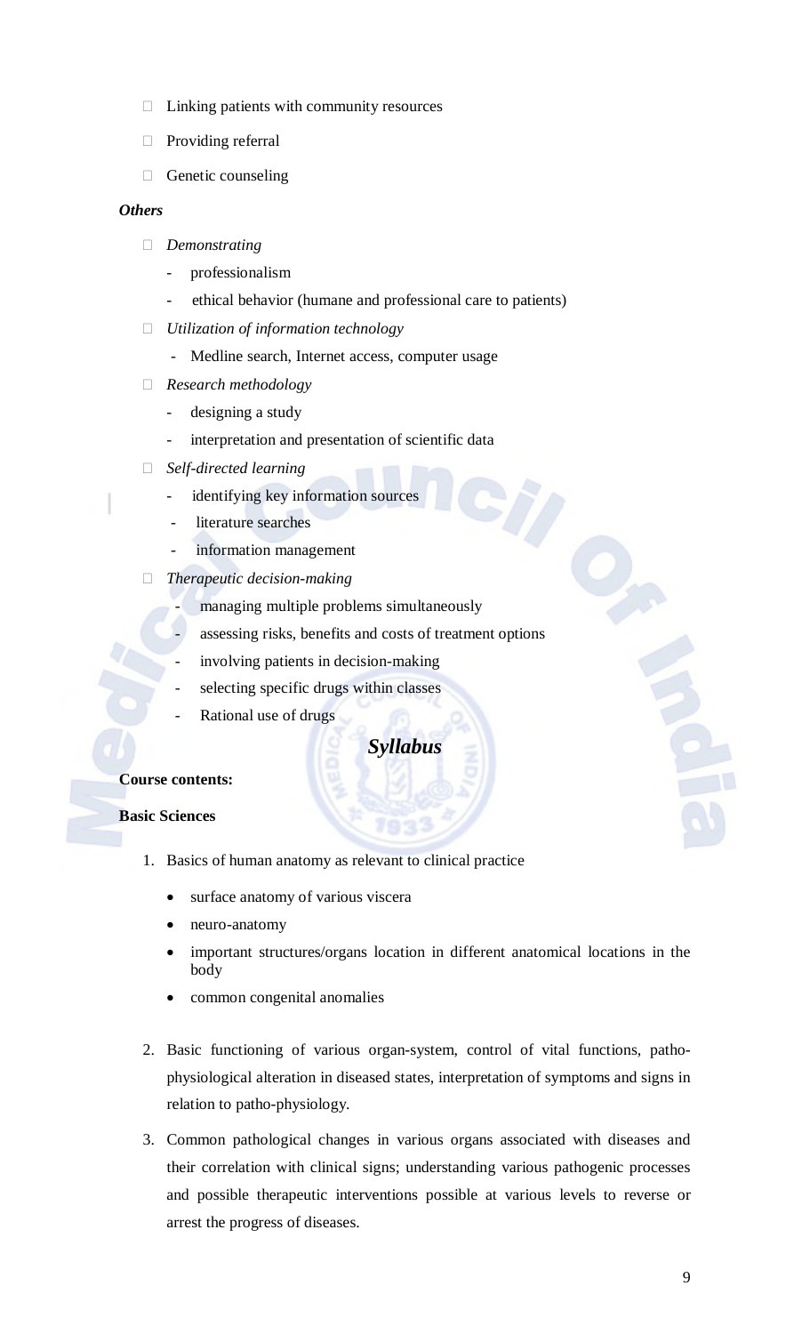- Linking patients with community resources
- Providing referral
- Genetic counseling

***Others***

- *Demonstrating*
  - professionalism
  - ethical behavior (humane and professional care to patients)
- *Utilization of information technology*
  - Medline search, Internet access, computer usage
- *Research methodology*
  - designing a study
  - interpretation and presentation of scientific data
- *Self-directed learning*
  - identifying key information sources
  - literature searches
  - information management
- *Therapeutic decision-making*
  - managing multiple problems simultaneously
  - assessing risks, benefits and costs of treatment options
  - involving patients in decision-making
  - selecting specific drugs within classes
  - Rational use of drugs

## *Syllabus*

**Course contents:**

**Basic Sciences**

1. Basics of human anatomy as relevant to clinical practice
   - surface anatomy of various viscera
   - neuro-anatomy
   - important structures/organs location in different anatomical locations in the body
   - common congenital anomalies

2. Basic functioning of various organ-system, control of vital functions, patho-physiological alteration in diseased states, interpretation of symptoms and signs in relation to patho-physiology.

3. Common pathological changes in various organs associated with diseases and their correlation with clinical signs; understanding various pathogenic processes and possible therapeutic interventions possible at various levels to reverse or arrest the progress of diseases.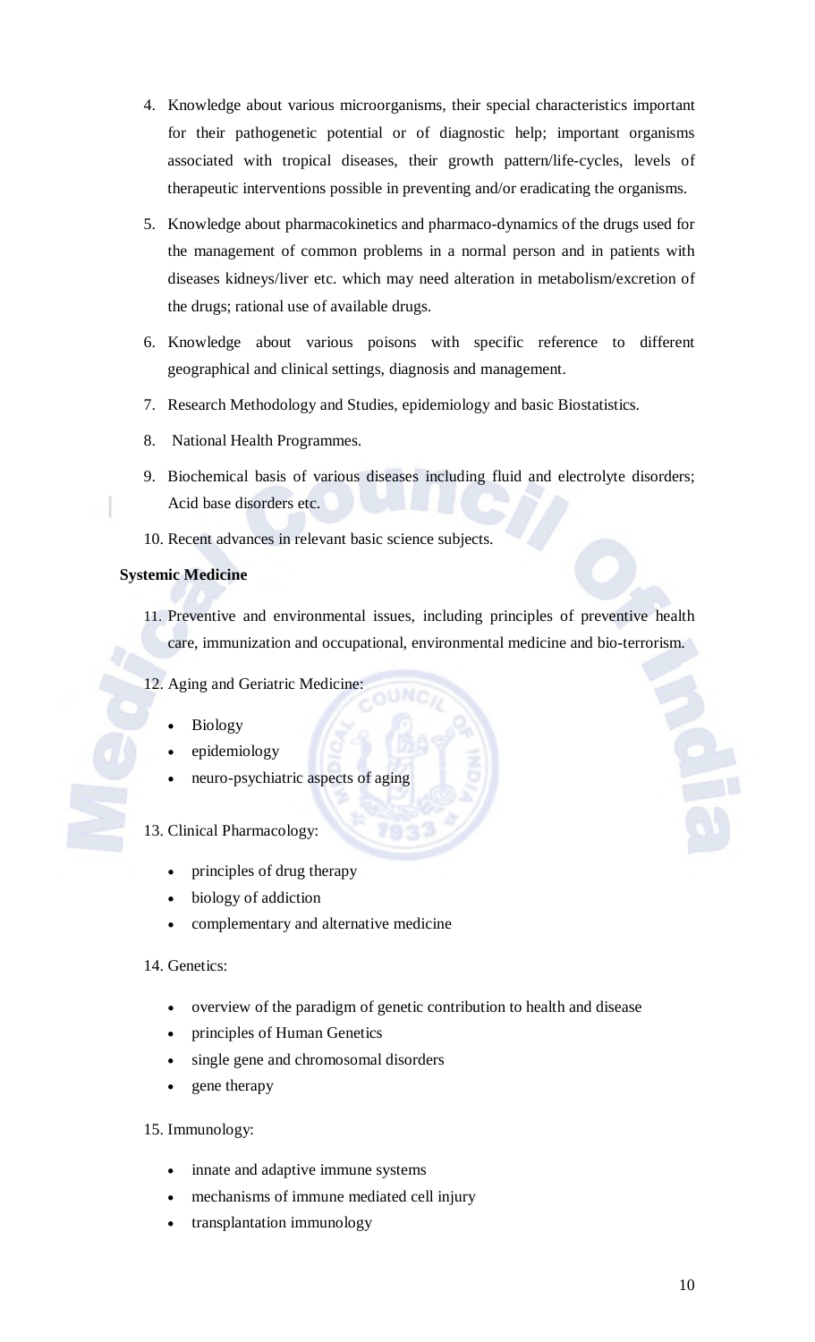4. Knowledge about various microorganisms, their special characteristics important for their pathogenetic potential or of diagnostic help; important organisms associated with tropical diseases, their growth pattern/life-cycles, levels of therapeutic interventions possible in preventing and/or eradicating the organisms.

5. Knowledge about pharmacokinetics and pharmaco-dynamics of the drugs used for the management of common problems in a normal person and in patients with diseases kidneys/liver etc. which may need alteration in metabolism/excretion of the drugs; rational use of available drugs.

6. Knowledge about various poisons with specific reference to different geographical and clinical settings, diagnosis and management.

7. Research Methodology and Studies, epidemiology and basic Biostatistics.

8. National Health Programmes.

9. Biochemical basis of various diseases including fluid and electrolyte disorders; Acid base disorders etc.

10. Recent advances in relevant basic science subjects.

**Systemic Medicine**

11. Preventive and environmental issues, including principles of preventive health care, immunization and occupational, environmental medicine and bio-terrorism.

12. Aging and Geriatric Medicine:
    - Biology
    - epidemiology
    - neuro-psychiatric aspects of aging

13. Clinical Pharmacology:
    - principles of drug therapy
    - biology of addiction
    - complementary and alternative medicine

14. Genetics:
    - overview of the paradigm of genetic contribution to health and disease
    - principles of Human Genetics
    - single gene and chromosomal disorders
    - gene therapy

15. Immunology:
    - innate and adaptive immune systems
    - mechanisms of immune mediated cell injury
    - transplantation immunology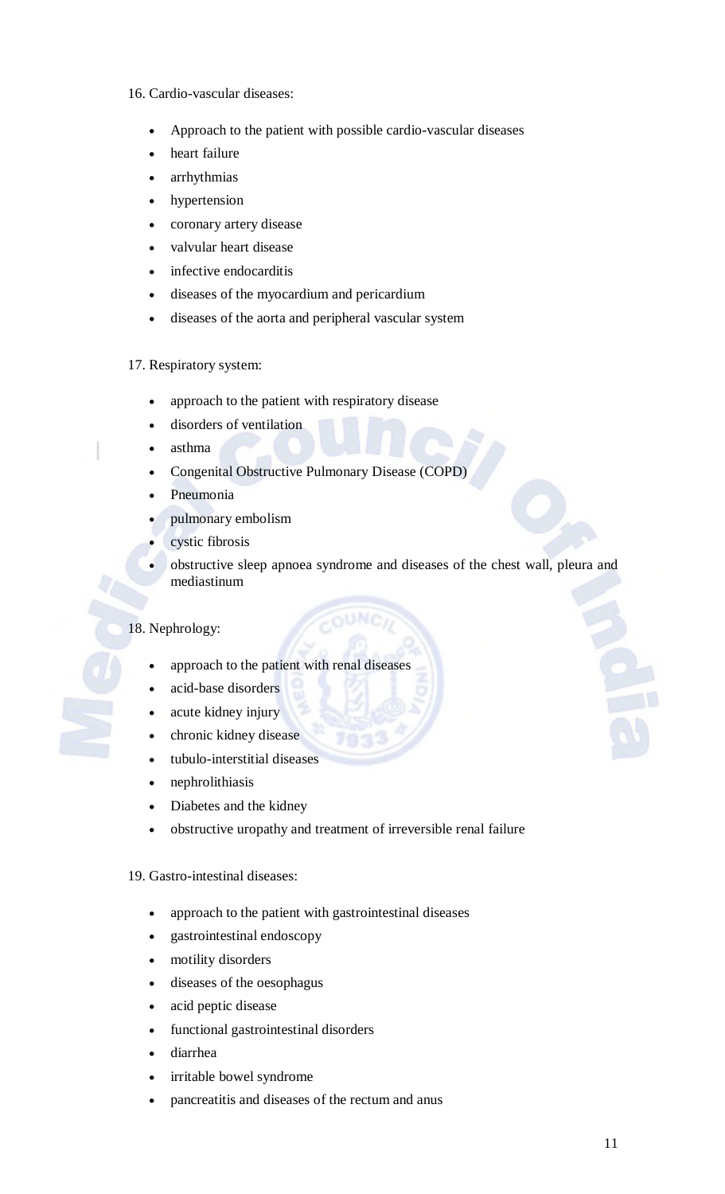16. Cardio-vascular diseases:

- Approach to the patient with possible cardio-vascular diseases
- heart failure
- arrhythmias
- hypertension
- coronary artery disease
- valvular heart disease
- infective endocarditis
- diseases of the myocardium and pericardium
- diseases of the aorta and peripheral vascular system

17. Respiratory system:

- approach to the patient with respiratory disease
- disorders of ventilation
- asthma
- Congenital Obstructive Pulmonary Disease (COPD)
- Pneumonia
- pulmonary embolism
- cystic fibrosis
- obstructive sleep apnoea syndrome and diseases of the chest wall, pleura and mediastinum

18. Nephrology:

- approach to the patient with renal diseases
- acid-base disorders
- acute kidney injury
- chronic kidney disease
- tubulo-interstitial diseases
- nephrolithiasis
- Diabetes and the kidney
- obstructive uropathy and treatment of irreversible renal failure

19. Gastro-intestinal diseases:

- approach to the patient with gastrointestinal diseases
- gastrointestinal endoscopy
- motility disorders
- diseases of the oesophagus
- acid peptic disease
- functional gastrointestinal disorders
- diarrhea
- irritable bowel syndrome
- pancreatitis and diseases of the rectum and anus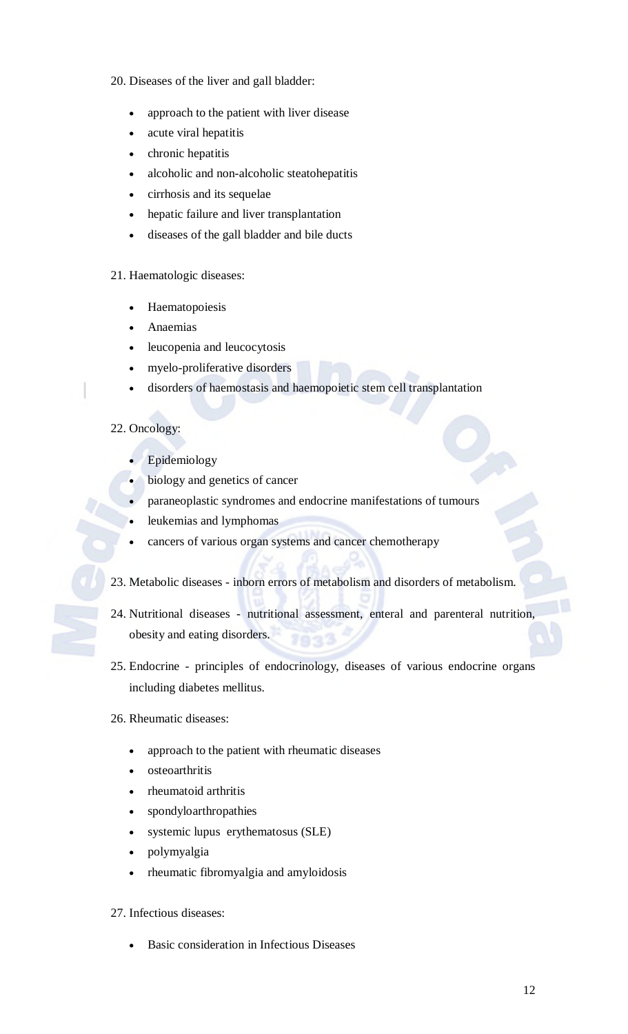20. Diseases of the liver and gall bladder:

    - approach to the patient with liver disease
    - acute viral hepatitis
    - chronic hepatitis
    - alcoholic and non-alcoholic steatohepatitis
    - cirrhosis and its sequelae
    - hepatic failure and liver transplantation
    - diseases of the gall bladder and bile ducts

21. Haematologic diseases:

    - Haematopoiesis
    - Anaemias
    - leucopenia and leucocytosis
    - myelo-proliferative disorders
    - disorders of haemostasis and haemopoietic stem cell transplantation

22. Oncology:

    - Epidemiology
    - biology and genetics of cancer
    - paraneoplastic syndromes and endocrine manifestations of tumours
    - leukemias and lymphomas
    - cancers of various organ systems and cancer chemotherapy

23. Metabolic diseases - inborn errors of metabolism and disorders of metabolism.

24. Nutritional diseases - nutritional assessment, enteral and parenteral nutrition, obesity and eating disorders.

25. Endocrine - principles of endocrinology, diseases of various endocrine organs including diabetes mellitus.

26. Rheumatic diseases:

    - approach to the patient with rheumatic diseases
    - osteoarthritis
    - rheumatoid arthritis
    - spondyloarthropathies
    - systemic lupus erythematosus (SLE)
    - polymyalgia
    - rheumatic fibromyalgia and amyloidosis

27. Infectious diseases:

    - Basic consideration in Infectious Diseases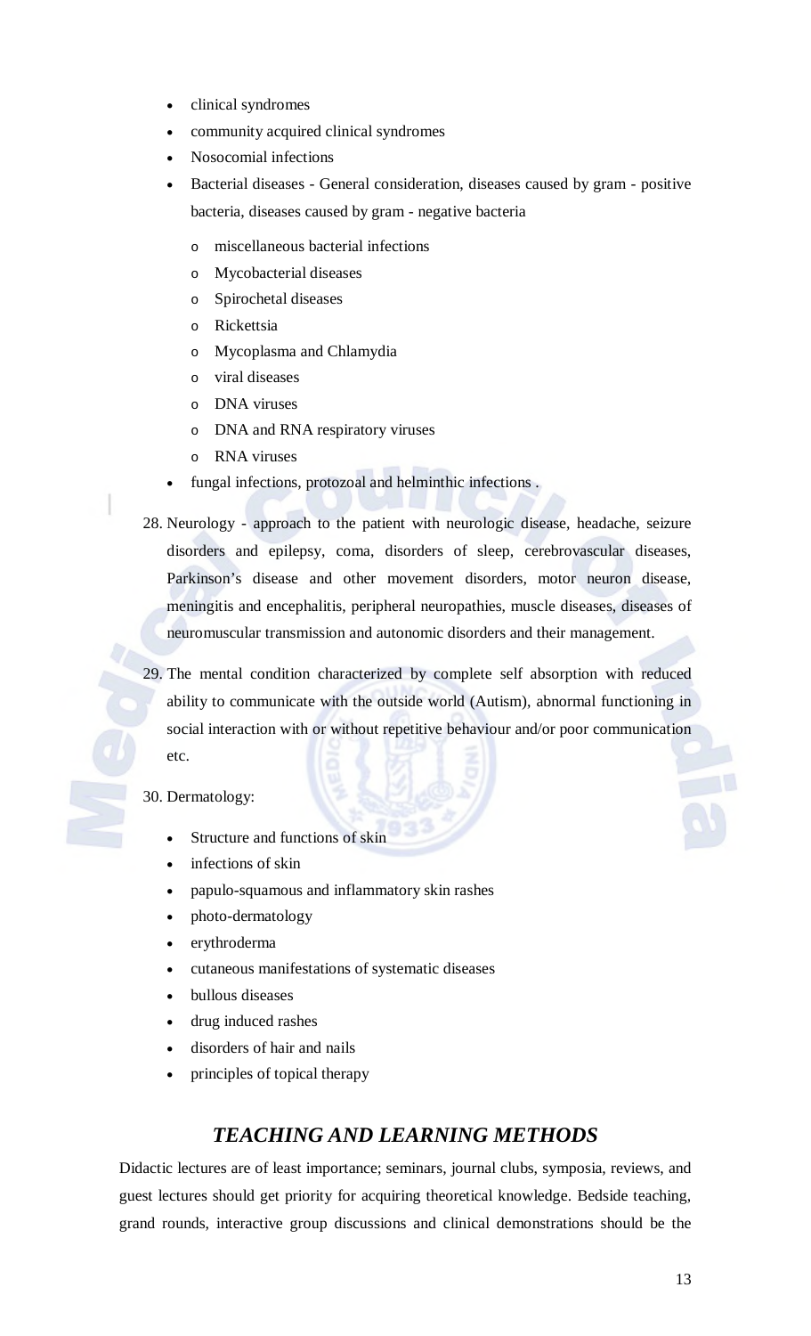- clinical syndromes
- community acquired clinical syndromes
- Nosocomial infections
- Bacterial diseases - General consideration, diseases caused by gram - positive bacteria, diseases caused by gram - negative bacteria
    - miscellaneous bacterial infections
    - Mycobacterial diseases
    - Spirochetal diseases
    - Rickettsia
    - Mycoplasma and Chlamydia
    - viral diseases
    - DNA viruses
    - DNA and RNA respiratory viruses
    - RNA viruses
- fungal infections, protozoal and helminthic infections .

28. Neurology - approach to the patient with neurologic disease, headache, seizure disorders and epilepsy, coma, disorders of sleep, cerebrovascular diseases, Parkinson's disease and other movement disorders, motor neuron disease, meningitis and encephalitis, peripheral neuropathies, muscle diseases, diseases of neuromuscular transmission and autonomic disorders and their management.

29. The mental condition characterized by complete self absorption with reduced ability to communicate with the outside world (Autism), abnormal functioning in social interaction with or without repetitive behaviour and/or poor communication etc.

30. Dermatology:
    - Structure and functions of skin
    - infections of skin
    - papulo-squamous and inflammatory skin rashes
    - photo-dermatology
    - erythroderma
    - cutaneous manifestations of systematic diseases
    - bullous diseases
    - drug induced rashes
    - disorders of hair and nails
    - principles of topical therapy

## *TEACHING AND LEARNING METHODS*

Didactic lectures are of least importance; seminars, journal clubs, symposia, reviews, and guest lectures should get priority for acquiring theoretical knowledge. Bedside teaching, grand rounds, interactive group discussions and clinical demonstrations should be the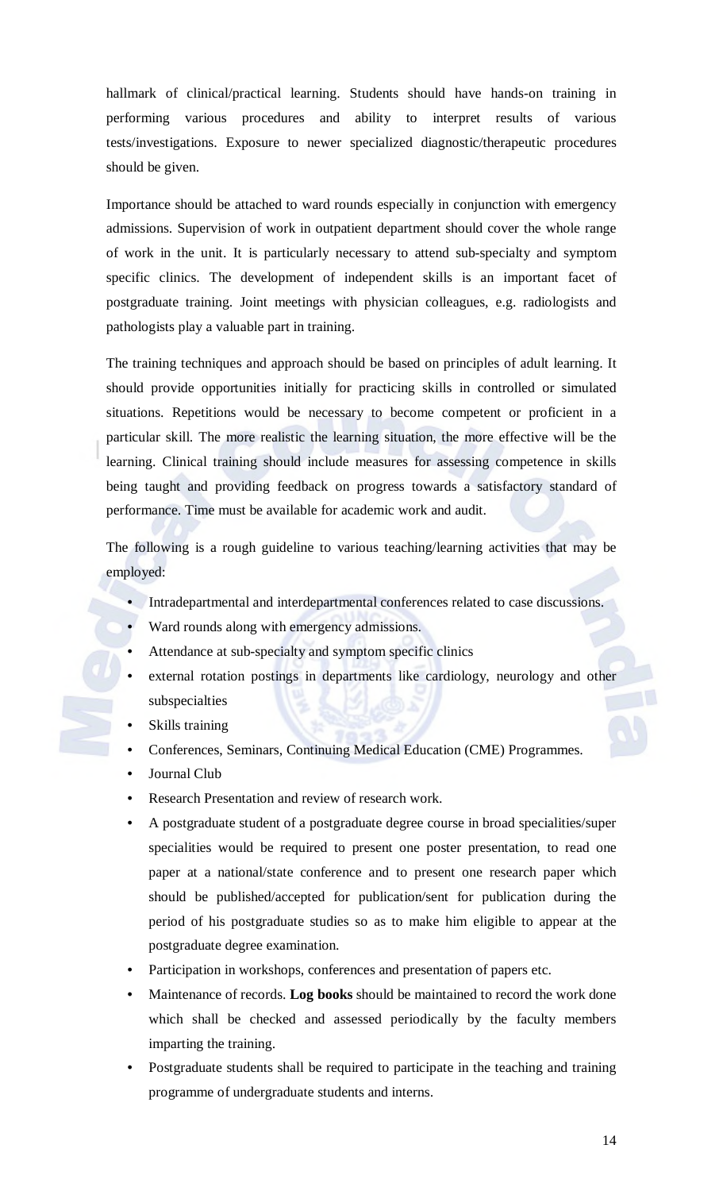hallmark of clinical/practical learning. Students should have hands-on training in performing various procedures and ability to interpret results of various tests/investigations. Exposure to newer specialized diagnostic/therapeutic procedures should be given.

Importance should be attached to ward rounds especially in conjunction with emergency admissions. Supervision of work in outpatient department should cover the whole range of work in the unit. It is particularly necessary to attend sub-specialty and symptom specific clinics. The development of independent skills is an important facet of postgraduate training. Joint meetings with physician colleagues, e.g. radiologists and pathologists play a valuable part in training.

The training techniques and approach should be based on principles of adult learning. It should provide opportunities initially for practicing skills in controlled or simulated situations. Repetitions would be necessary to become competent or proficient in a particular skill. The more realistic the learning situation, the more effective will be the learning. Clinical training should include measures for assessing competence in skills being taught and providing feedback on progress towards a satisfactory standard of performance. Time must be available for academic work and audit.

The following is a rough guideline to various teaching/learning activities that may be employed:

- Intradepartmental and interdepartmental conferences related to case discussions.
- Ward rounds along with emergency admissions.
- Attendance at sub-specialty and symptom specific clinics
- external rotation postings in departments like cardiology, neurology and other subspecialties
- Skills training
- Conferences, Seminars, Continuing Medical Education (CME) Programmes.
- Journal Club
- Research Presentation and review of research work.
- A postgraduate student of a postgraduate degree course in broad specialities/super specialities would be required to present one poster presentation, to read one paper at a national/state conference and to present one research paper which should be published/accepted for publication/sent for publication during the period of his postgraduate studies so as to make him eligible to appear at the postgraduate degree examination.
- Participation in workshops, conferences and presentation of papers etc.
- Maintenance of records. **Log books** should be maintained to record the work done which shall be checked and assessed periodically by the faculty members imparting the training.
- Postgraduate students shall be required to participate in the teaching and training programme of undergraduate students and interns.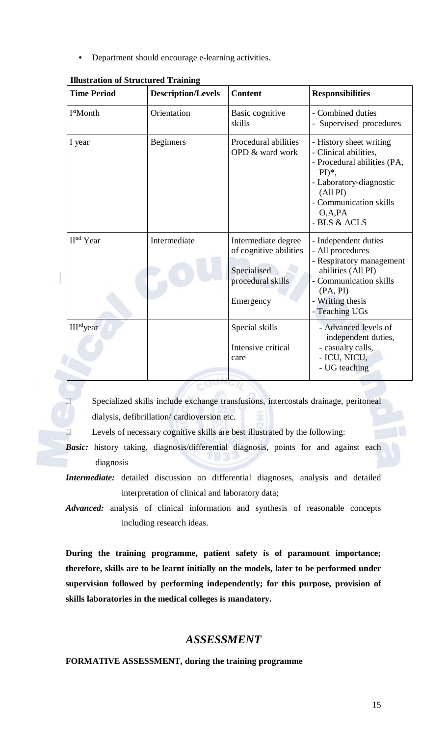- Department should encourage e-learning activities.

**Illustration of Structured Training**

| Time Period | Description/Levels | Content | Responsibilities |
|---|---|---|---|
| I[st]Month | Orientation | Basic cognitive skills | - Combined duties<br>- Supervised procedures |
| I year | Beginners | Procedural abilities OPD & ward work | - History sheet writing<br>- Clinical abilities,<br>- Procedural abilities (PA, PI)*,<br>- Laboratory-diagnostic (All PI)<br>- Communication skills O,A,PA<br>- BLS & ACLS |
| II[nd] Year | Intermediate | Intermediate degree of cognitive abilities<br><br>Specialised procedural skills<br><br>Emergency | - Independent duties<br>- All procedures<br>- Respiratory management abilities (All PI)<br>- Communication skills (PA, PI)<br>- Writing thesis<br>- Teaching UGs |
| III[rd]year | | Special skills<br><br>Intensive critical care | - Advanced levels of independent duties,<br>- casualty calls,<br>- ICU, NICU,<br>- UG teaching |

- Specialized skills include exchange transfusions, intercostals drainage, peritoneal dialysis, defibrillation/ cardioversion etc.
- Levels of necessary cognitive skills are best illustrated by the following:

***Basic:*** history taking, diagnosis/differential diagnosis, points for and against each diagnosis

***Intermediate:*** detailed discussion on differential diagnoses, analysis and detailed interpretation of clinical and laboratory data;

***Advanced:*** analysis of clinical information and synthesis of reasonable concepts including research ideas.

**During the training programme, patient safety is of paramount importance; therefore, skills are to be learnt initially on the models, later to be performed under supervision followed by performing independently; for this purpose, provision of skills laboratories in the medical colleges is mandatory.**

## *ASSESSMENT*

**FORMATIVE ASSESSMENT, during the training programme**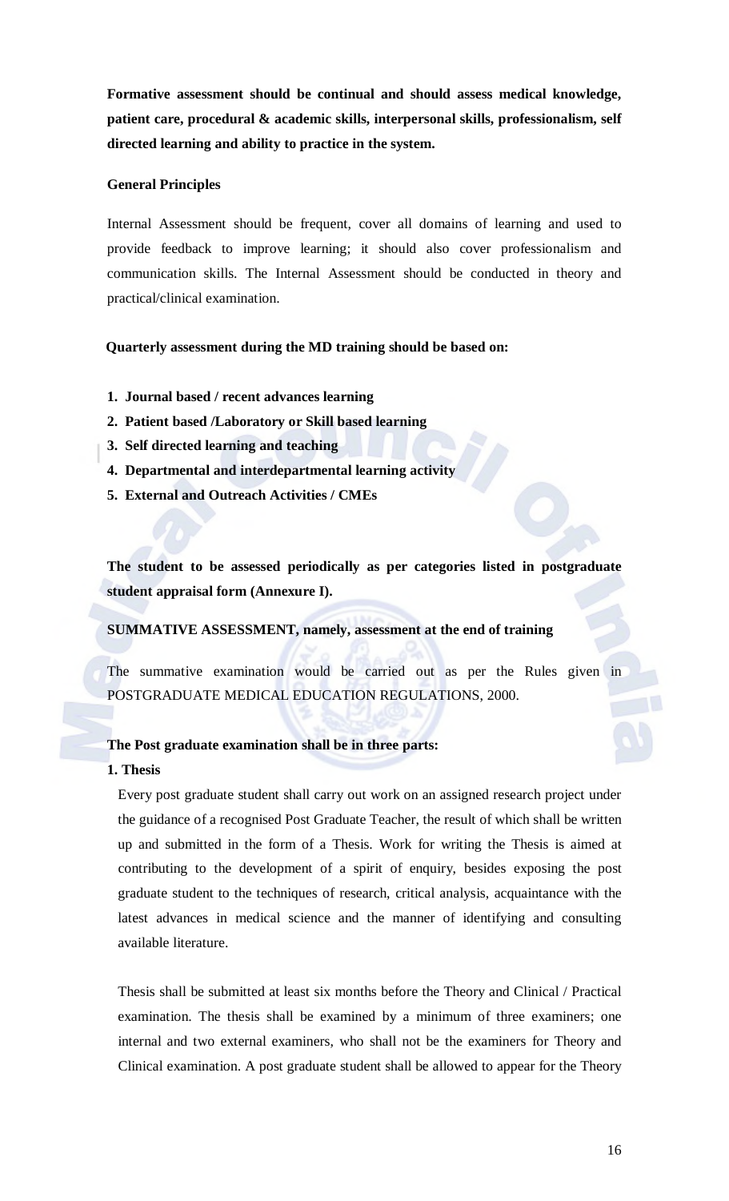**Formative assessment should be continual and should assess medical knowledge, patient care, procedural & academic skills, interpersonal skills, professionalism, self directed learning and ability to practice in the system.**

**General Principles**

Internal Assessment should be frequent, cover all domains of learning and used to provide feedback to improve learning; it should also cover professionalism and communication skills. The Internal Assessment should be conducted in theory and practical/clinical examination.

**Quarterly assessment during the MD training should be based on:**

1. **Journal based / recent advances learning**
2. **Patient based /Laboratory or Skill based learning**
3. **Self directed learning and teaching**
4. **Departmental and interdepartmental learning activity**
5. **External and Outreach Activities / CMEs**

**The student to be assessed periodically as per categories listed in postgraduate student appraisal form (Annexure I).**

**SUMMATIVE ASSESSMENT, namely, assessment at the end of training**

The summative examination would be carried out as per the Rules given in POSTGRADUATE MEDICAL EDUCATION REGULATIONS, 2000.

**The Post graduate examination shall be in three parts:**

**1. Thesis**

Every post graduate student shall carry out work on an assigned research project under the guidance of a recognised Post Graduate Teacher, the result of which shall be written up and submitted in the form of a Thesis. Work for writing the Thesis is aimed at contributing to the development of a spirit of enquiry, besides exposing the post graduate student to the techniques of research, critical analysis, acquaintance with the latest advances in medical science and the manner of identifying and consulting available literature.

Thesis shall be submitted at least six months before the Theory and Clinical / Practical examination. The thesis shall be examined by a minimum of three examiners; one internal and two external examiners, who shall not be the examiners for Theory and Clinical examination. A post graduate student shall be allowed to appear for the Theory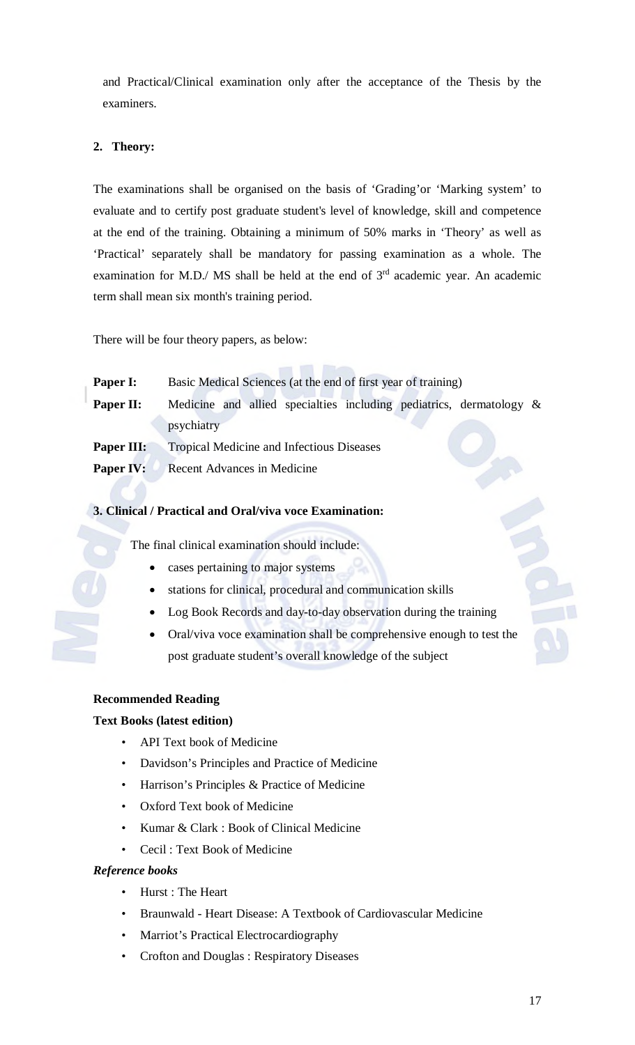and Practical/Clinical examination only after the acceptance of the Thesis by the examiners.

**2. Theory:**

The examinations shall be organised on the basis of 'Grading'or 'Marking system' to evaluate and to certify post graduate student's level of knowledge, skill and competence at the end of the training. Obtaining a minimum of 50% marks in 'Theory' as well as 'Practical' separately shall be mandatory for passing examination as a whole. The examination for M.D./ MS shall be held at the end of 3rd academic year. An academic term shall mean six month's training period.

There will be four theory papers, as below:

**Paper I:** Basic Medical Sciences (at the end of first year of training)

**Paper II:** Medicine and allied specialties including pediatrics, dermatology & psychiatry

**Paper III:** Tropical Medicine and Infectious Diseases

**Paper IV:** Recent Advances in Medicine

**3. Clinical / Practical and Oral/viva voce Examination:**

The final clinical examination should include:

- cases pertaining to major systems
- stations for clinical, procedural and communication skills
- Log Book Records and day-to-day observation during the training
- Oral/viva voce examination shall be comprehensive enough to test the post graduate student's overall knowledge of the subject

**Recommended Reading**

**Text Books (latest edition)**

- API Text book of Medicine
- Davidson's Principles and Practice of Medicine
- Harrison's Principles & Practice of Medicine
- Oxford Text book of Medicine
- Kumar & Clark : Book of Clinical Medicine
- Cecil : Text Book of Medicine

***Reference books***

- Hurst : The Heart
- Braunwald - Heart Disease: A Textbook of Cardiovascular Medicine
- Marriot's Practical Electrocardiography
- Crofton and Douglas : Respiratory Diseases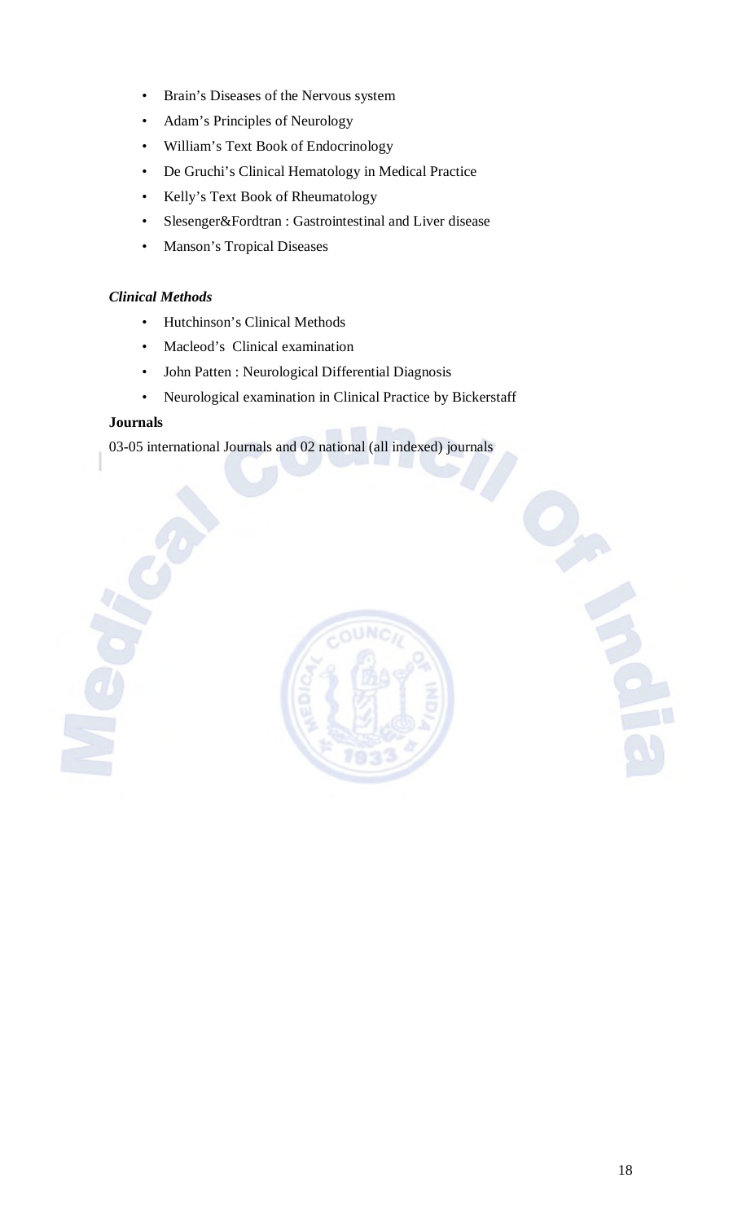- Brain's Diseases of the Nervous system
- Adam's Principles of Neurology
- William's Text Book of Endocrinology
- De Gruchi's Clinical Hematology in Medical Practice
- Kelly's Text Book of Rheumatology
- Slesenger&Fordtran : Gastrointestinal and Liver disease
- Manson's Tropical Diseases

***Clinical Methods***

- Hutchinson's Clinical Methods
- Macleod's Clinical examination
- John Patten : Neurological Differential Diagnosis
- Neurological examination in Clinical Practice by Bickerstaff

**Journals**

03-05 international Journals and 02 national (all indexed) journals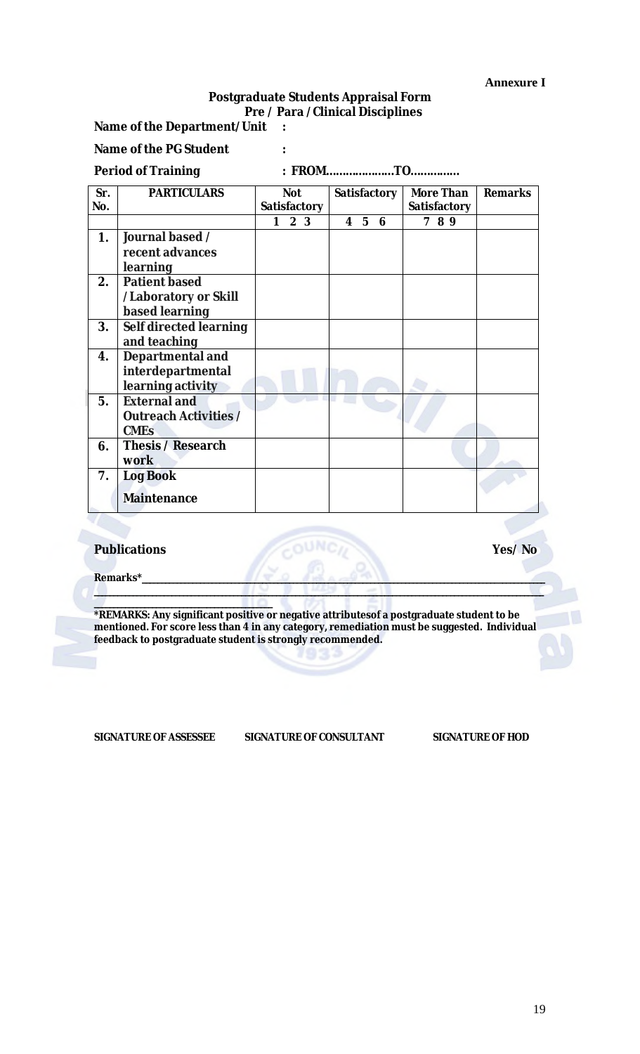**Annexure I**

## Postgraduate Students Appraisal Form
### Pre / Para /Clinical Disciplines

**Name of the Department/Unit :**

**Name of the PG Student :**

**Period of Training : FROM…………………TO……………**

| Sr. No. | PARTICULARS | Not Satisfactory | Satisfactory | More Than Satisfactory | Remarks |
|---|---|---|---|---|---|
| | | 1 2 3 | 4 5 6 | 7 8 9 | |
| 1. | Journal based / recent advances learning | | | | |
| 2. | Patient based /Laboratory or Skill based learning | | | | |
| 3. | Self directed learning and teaching | | | | |
| 4. | Departmental and interdepartmental learning activity | | | | |
| 5. | External and Outreach Activities / CMEs | | | | |
| 6. | Thesis / Research work | | | | |
| 7. | Log Book Maintenance | | | | |

**Publications** **Yes/ No**

**Remarks*___________________________________________________________________________**

**_________________________________________________________________________________**

**________________________________**

***REMARKS: Any significant positive or negative attributesof a postgraduate student to be mentioned. For score less than 4 in any category, remediation must be suggested. Individual feedback to postgraduate student is strongly recommended.**

**SIGNATURE OF ASSESSEE** **SIGNATURE OF CONSULTANT** **SIGNATURE OF HOD**